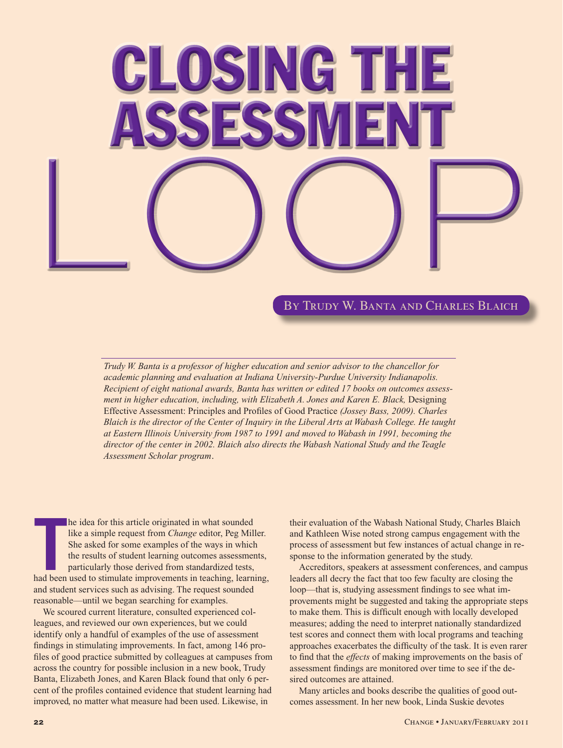# CLOSING THE ASSESSMENT LOOP

By Trudy W. Banta and Charles Blaich

*Trudy W. Banta is a professor of higher education and senior advisor to the chancellor for academic planning and evaluation at Indiana University-Purdue University Indianapolis. Recipient of eight national awards, Banta has written or edited 17 books on outcomes assessment in higher education, including, with Elizabeth A. Jones and Karen E. Black,* Designing Effective Assessment: Principles and Profiles of Good Practice *(Jossey Bass, 2009). Charles Blaich is the director of the Center of Inquiry in the Liberal Arts at Wabash College. He taught at Eastern Illinois University from 1987 to 1991 and moved to Wabash in 1991, becoming the director of the center in 2002. Blaich also directs the Wabash National Study and the Teagle Assessment Scholar program.*

The idea for this article originated in what sounded like a simple request from *Change* editor, Peg Miller. She asked for some examples of the ways in which the results of student learning outcomes assessments, particularly those derived from standardized tests, had been used to stimulate improvements in teaching, learning, and student services such as advising. The request sounded reasonable—until we began searching for examples.

We scoured current literature, consulted experienced colleagues, and reviewed our own experiences, but we could identify only a handful of examples of the use of assessment findings in stimulating improvements. In fact, among 146 profiles of good practice submitted by colleagues at campuses from across the country for possible inclusion in a new book, Trudy Banta, Elizabeth Jones, and Karen Black found that only 6 percent of the profiles contained evidence that student learning had improved, no matter what measure had been used. Likewise, in their evaluation of the Wabash National Study, Charles Blaich and Kathleen Wise noted strong campus engagement with the process of assessment but few instances of actual change in response to the information generated by the study.

Accreditors, speakers at assessment conferences, and campus leaders all decry the fact that too few faculty are closing the loop—that is, studying assessment findings to see what improvements might be suggested and taking the appropriate steps to make them. This is difficult enough with locally developed measures; adding the need to interpret nationally standardized test scores and connect them with local programs and teaching approaches exacerbates the difficulty of the task. It is even rarer to find that the *effects* of making improvements on the basis of assessment findings are monitored over time to see if the desired outcomes are attained.

Many articles and books describe the qualities of good outcomes assessment. In her new book, Linda Suskie devotes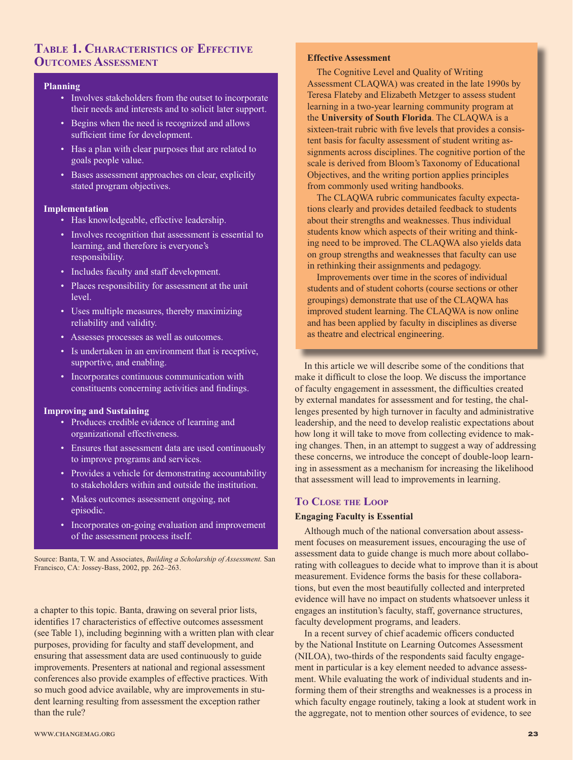## Table 1. Characteristics of Effective Outcomes Assessment

**Planning**

- Involves stakeholders from the outset to incorporate their needs and interests and to solicit later support.
- Begins when the need is recognized and allows sufficient time for development.
- Has a plan with clear purposes that are related to goals people value.
- Bases assessment approaches on clear, explicitly stated program objectives.

**Implementation**

- Has knowledgeable, effective leadership.
- Involves recognition that assessment is essential to learning, and therefore is everyone's responsibility.
- Includes faculty and staff development.
- Places responsibility for assessment at the unit level.
- Uses multiple measures, thereby maximizing reliability and validity.
- Assesses processes as well as outcomes.
- Is undertaken in an environment that is receptive, supportive, and enabling.
- Incorporates continuous communication with constituents concerning activities and findings.

**Improving and Sustaining**

- Produces credible evidence of learning and organizational effectiveness.
- Ensures that assessment data are used continuously to improve programs and services.
- Provides a vehicle for demonstrating accountability to stakeholders within and outside the institution.
- Makes outcomes assessment ongoing, not episodic.
- Incorporates on-going evaluation and improvement of the assessment process itself.

Source: Banta, T. W. and Associates, *Building a Scholarship of Assessment.* San Francisco, CA: Jossey-Bass, 2002, pp. 262–263.

a chapter to this topic. Banta, drawing on several prior lists, identifies 17 characteristics of effective outcomes assessment (see Table 1), including beginning with a written plan with clear purposes, providing for faculty and staff development, and ensuring that assessment data are used continuously to guide improvements. Presenters at national and regional assessment conferences also provide examples of effective practices. With so much good advice available, why are improvements in student learning resulting from assessment the exception rather than the rule?

**Effective Assessment**

The Cognitive Level and Quality of Writing Assessment CLAQWA) was created in the late 1990s by Teresa Flateby and Elizabeth Metzger to assess student learning in a two-year learning community program at the **University of South Florida**. The CLAQWA is a sixteen-trait rubric with five levels that provides a consistent basis for faculty assessment of student writing assignments across disciplines. The cognitive portion of the scale is derived from Bloom's Taxonomy of Educational Objectives, and the writing portion applies principles from commonly used writing handbooks.

The CLAQWA rubric communicates faculty expectations clearly and provides detailed feedback to students about their strengths and weaknesses. Thus individual students know which aspects of their writing and thinking need to be improved. The CLAQWA also yields data on group strengths and weaknesses that faculty can use in rethinking their assignments and pedagogy.

Improvements over time in the scores of individual students and of student cohorts (course sections or other groupings) demonstrate that use of the CLAQWA has improved student learning. The CLAQWA is now online and has been applied by faculty in disciplines as diverse as theatre and electrical engineering.

In this article we will describe some of the conditions that make it difficult to close the loop. We discuss the importance of faculty engagement in assessment, the difficulties created by external mandates for assessment and for testing, the challenges presented by high turnover in faculty and administrative leadership, and the need to develop realistic expectations about how long it will take to move from collecting evidence to making changes. Then, in an attempt to suggest a way of addressing these concerns, we introduce the concept of double-loop learning in assessment as a mechanism for increasing the likelihood that assessment will lead to improvements in learning.

## To Close the Loop

**Engaging Faculty is Essential**

Although much of the national conversation about assessment focuses on measurement issues, encouraging the use of assessment data to guide change is much more about collaborating with colleagues to decide what to improve than it is about measurement. Evidence forms the basis for these collaborations, but even the most beautifully collected and interpreted evidence will have no impact on students whatsoever unless it engages an institution's faculty, staff, governance structures, faculty development programs, and leaders.

In a recent survey of chief academic officers conducted by the National Institute on Learning Outcomes Assessment (NILOA), two-thirds of the respondents said faculty engagement in particular is a key element needed to advance assessment. While evaluating the work of individual students and informing them of their strengths and weaknesses is a process in which faculty engage routinely, taking a look at student work in the aggregate, not to mention other sources of evidence, to see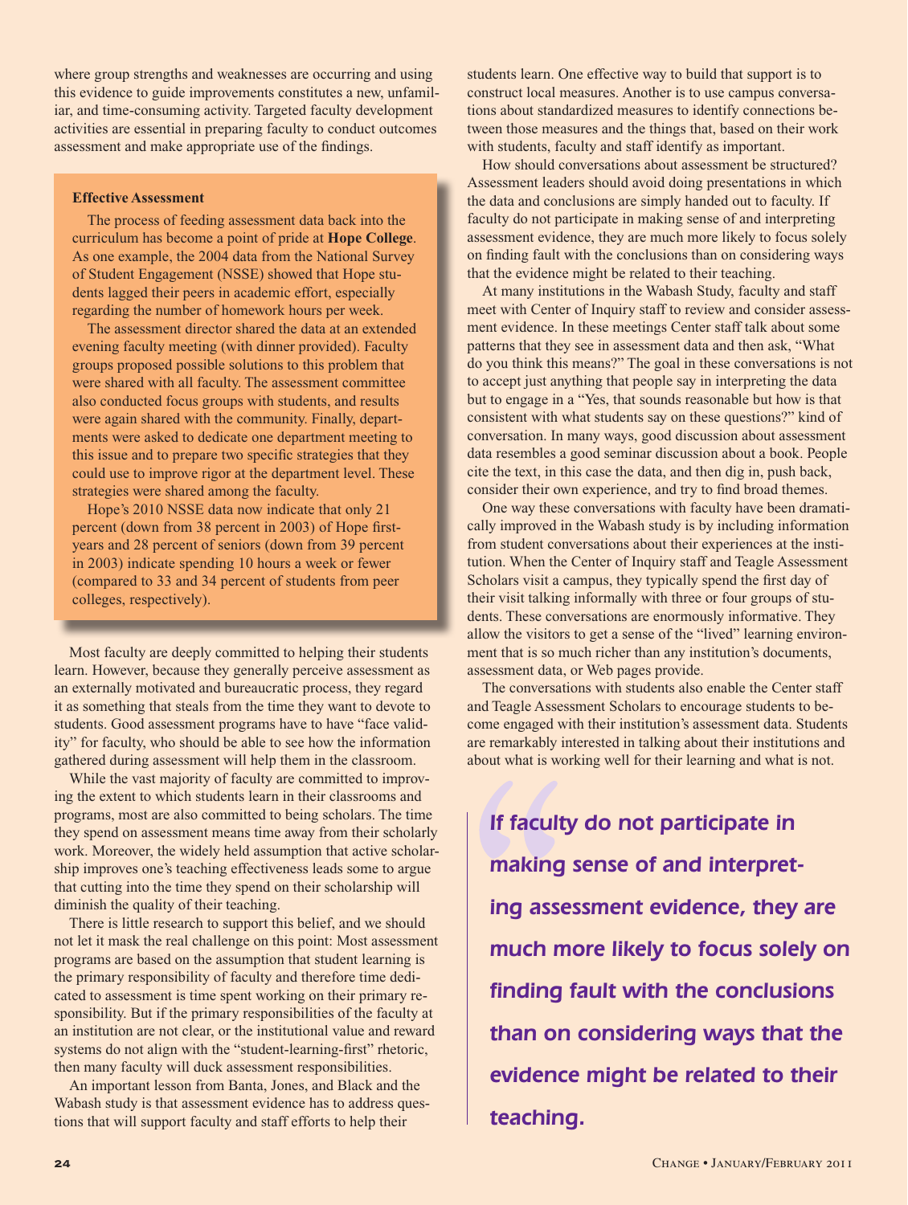where group strengths and weaknesses are occurring and using this evidence to guide improvements constitutes a new, unfamiliar, and time-consuming activity. Targeted faculty development activities are essential in preparing faculty to conduct outcomes assessment and make appropriate use of the findings.

> **Effective Assessment**
>
> The process of feeding assessment data back into the curriculum has become a point of pride at **Hope College**. As one example, the 2004 data from the National Survey of Student Engagement (NSSE) showed that Hope students lagged their peers in academic effort, especially regarding the number of homework hours per week.
>
> The assessment director shared the data at an extended evening faculty meeting (with dinner provided). Faculty groups proposed possible solutions to this problem that were shared with all faculty. The assessment committee also conducted focus groups with students, and results were again shared with the community. Finally, departments were asked to dedicate one department meeting to this issue and to prepare two specific strategies that they could use to improve rigor at the department level. These strategies were shared among the faculty.
>
> Hope's 2010 NSSE data now indicate that only 21 percent (down from 38 percent in 2003) of Hope first-years and 28 percent of seniors (down from 39 percent in 2003) indicate spending 10 hours a week or fewer (compared to 33 and 34 percent of students from peer colleges, respectively).

Most faculty are deeply committed to helping their students learn. However, because they generally perceive assessment as an externally motivated and bureaucratic process, they regard it as something that steals from the time they want to devote to students. Good assessment programs have to have "face validity" for faculty, who should be able to see how the information gathered during assessment will help them in the classroom.

While the vast majority of faculty are committed to improving the extent to which students learn in their classrooms and programs, most are also committed to being scholars. The time they spend on assessment means time away from their scholarly work. Moreover, the widely held assumption that active scholarship improves one's teaching effectiveness leads some to argue that cutting into the time they spend on their scholarship will diminish the quality of their teaching.

There is little research to support this belief, and we should not let it mask the real challenge on this point: Most assessment programs are based on the assumption that student learning is the primary responsibility of faculty and therefore time dedicated to assessment is time spent working on their primary responsibility. But if the primary responsibilities of the faculty at an institution are not clear, or the institutional value and reward systems do not align with the "student-learning-first" rhetoric, then many faculty will duck assessment responsibilities.

An important lesson from Banta, Jones, and Black and the Wabash study is that assessment evidence has to address questions that will support faculty and staff efforts to help their students learn. One effective way to build that support is to construct local measures. Another is to use campus conversations about standardized measures to identify connections between those measures and the things that, based on their work with students, faculty and staff identify as important.

How should conversations about assessment be structured? Assessment leaders should avoid doing presentations in which the data and conclusions are simply handed out to faculty. If faculty do not participate in making sense of and interpreting assessment evidence, they are much more likely to focus solely on finding fault with the conclusions than on considering ways that the evidence might be related to their teaching.

At many institutions in the Wabash Study, faculty and staff meet with Center of Inquiry staff to review and consider assessment evidence. In these meetings Center staff talk about some patterns that they see in assessment data and then ask, "What do you think this means?" The goal in these conversations is not to accept just anything that people say in interpreting the data but to engage in a "Yes, that sounds reasonable but how is that consistent with what students say on these questions?" kind of conversation. In many ways, good discussion about assessment data resembles a good seminar discussion about a book. People cite the text, in this case the data, and then dig in, push back, consider their own experience, and try to find broad themes.

One way these conversations with faculty have been dramatically improved in the Wabash study is by including information from student conversations about their experiences at the institution. When the Center of Inquiry staff and Teagle Assessment Scholars visit a campus, they typically spend the first day of their visit talking informally with three or four groups of students. These conversations are enormously informative. They allow the visitors to get a sense of the "lived" learning environment that is so much richer than any institution's documents, assessment data, or Web pages provide.

The conversations with students also enable the Center staff and Teagle Assessment Scholars to encourage students to become engaged with their institution's assessment data. Students are remarkably interested in talking about their institutions and about what is working well for their learning and what is not.

> ***If faculty do not participate in making sense of and interpreting assessment evidence, they are much more likely to focus solely on finding fault with the conclusions than on considering ways that the evidence might be related to their teaching.***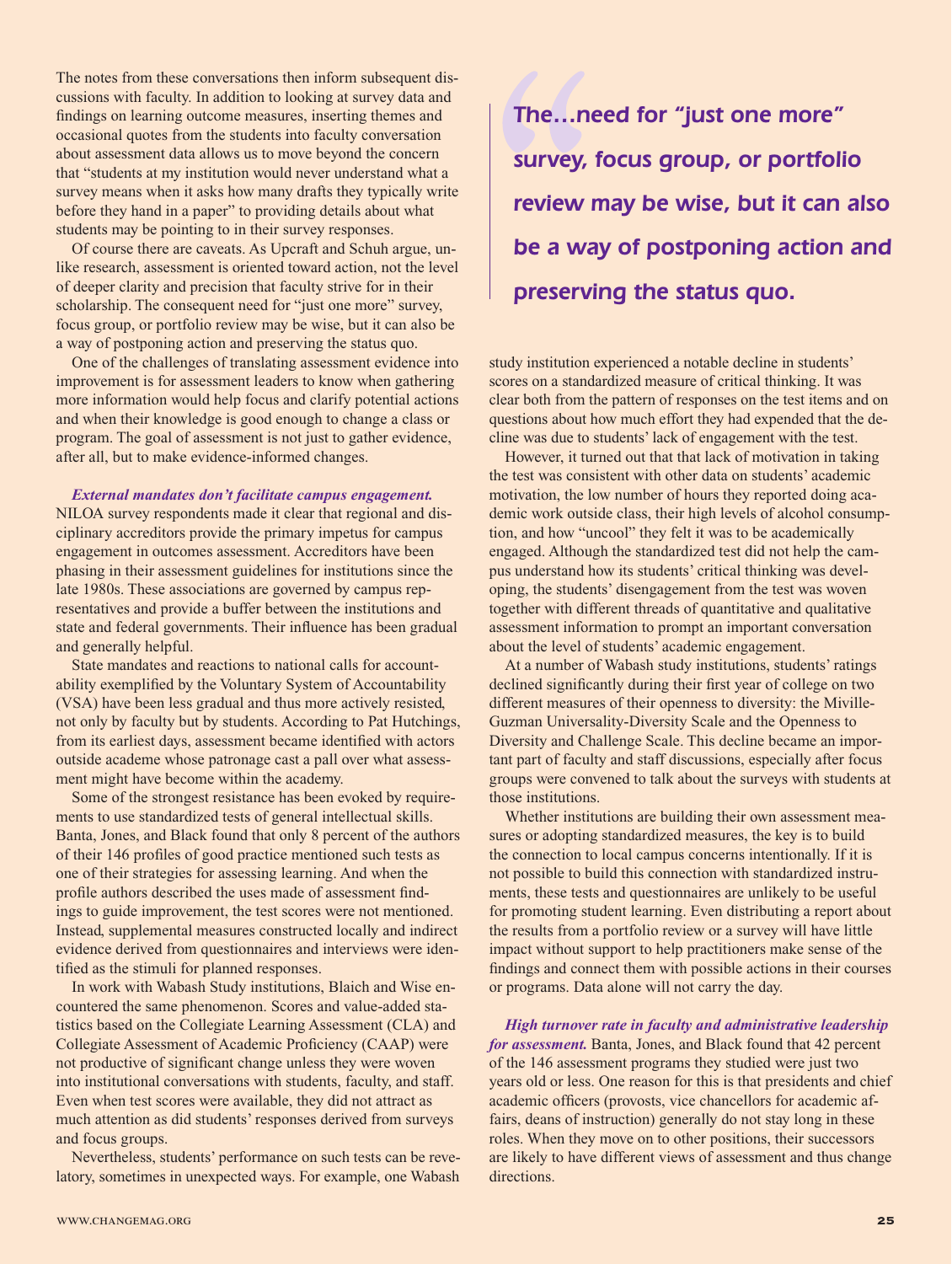The notes from these conversations then inform subsequent discussions with faculty. In addition to looking at survey data and findings on learning outcome measures, inserting themes and occasional quotes from the students into faculty conversation about assessment data allows us to move beyond the concern that "students at my institution would never understand what a survey means when it asks how many drafts they typically write before they hand in a paper" to providing details about what students may be pointing to in their survey responses.

Of course there are caveats. As Upcraft and Schuh argue, unlike research, assessment is oriented toward action, not the level of deeper clarity and precision that faculty strive for in their scholarship. The consequent need for "just one more" survey, focus group, or portfolio review may be wise, but it can also be a way of postponing action and preserving the status quo.

One of the challenges of translating assessment evidence into improvement is for assessment leaders to know when gathering more information would help focus and clarify potential actions and when their knowledge is good enough to change a class or program. The goal of assessment is not just to gather evidence, after all, but to make evidence-informed changes.

***External mandates don't facilitate campus engagement.*** NILOA survey respondents made it clear that regional and disciplinary accreditors provide the primary impetus for campus engagement in outcomes assessment. Accreditors have been phasing in their assessment guidelines for institutions since the late 1980s. These associations are governed by campus representatives and provide a buffer between the institutions and state and federal governments. Their influence has been gradual and generally helpful.

State mandates and reactions to national calls for accountability exemplified by the Voluntary System of Accountability (VSA) have been less gradual and thus more actively resisted, not only by faculty but by students. According to Pat Hutchings, from its earliest days, assessment became identified with actors outside academe whose patronage cast a pall over what assessment might have become within the academy.

Some of the strongest resistance has been evoked by requirements to use standardized tests of general intellectual skills. Banta, Jones, and Black found that only 8 percent of the authors of their 146 profiles of good practice mentioned such tests as one of their strategies for assessing learning. And when the profile authors described the uses made of assessment findings to guide improvement, the test scores were not mentioned. Instead, supplemental measures constructed locally and indirect evidence derived from questionnaires and interviews were identified as the stimuli for planned responses.

In work with Wabash Study institutions, Blaich and Wise encountered the same phenomenon. Scores and value-added statistics based on the Collegiate Learning Assessment (CLA) and Collegiate Assessment of Academic Proficiency (CAAP) were not productive of significant change unless they were woven into institutional conversations with students, faculty, and staff. Even when test scores were available, they did not attract as much attention as did students' responses derived from surveys and focus groups.

Nevertheless, students' performance on such tests can be revelatory, sometimes in unexpected ways. For example, one Wabash study institution experienced a notable decline in students' scores on a standardized measure of critical thinking. It was clear both from the pattern of responses on the test items and on questions about how much effort they had expended that the decline was due to students' lack of engagement with the test.

However, it turned out that that lack of motivation in taking the test was consistent with other data on students' academic motivation, the low number of hours they reported doing academic work outside class, their high levels of alcohol consumption, and how "uncool" they felt it was to be academically engaged. Although the standardized test did not help the campus understand how its students' critical thinking was developing, the students' disengagement from the test was woven together with different threads of quantitative and qualitative assessment information to prompt an important conversation about the level of students' academic engagement.

At a number of Wabash study institutions, students' ratings declined significantly during their first year of college on two different measures of their openness to diversity: the Miville-Guzman Universality-Diversity Scale and the Openness to Diversity and Challenge Scale. This decline became an important part of faculty and staff discussions, especially after focus groups were convened to talk about the surveys with students at those institutions.

Whether institutions are building their own assessment measures or adopting standardized measures, the key is to build the connection to local campus concerns intentionally. If it is not possible to build this connection with standardized instruments, these tests and questionnaires are unlikely to be useful for promoting student learning. Even distributing a report about the results from a portfolio review or a survey will have little impact without support to help practitioners make sense of the findings and connect them with possible actions in their courses or programs. Data alone will not carry the day.

***High turnover rate in faculty and administrative leadership for assessment.*** Banta, Jones, and Black found that 42 percent of the 146 assessment programs they studied were just two years old or less. One reason for this is that presidents and chief academic officers (provosts, vice chancellors for academic affairs, deans of instruction) generally do not stay long in these roles. When they move on to other positions, their successors are likely to have different views of assessment and thus change directions.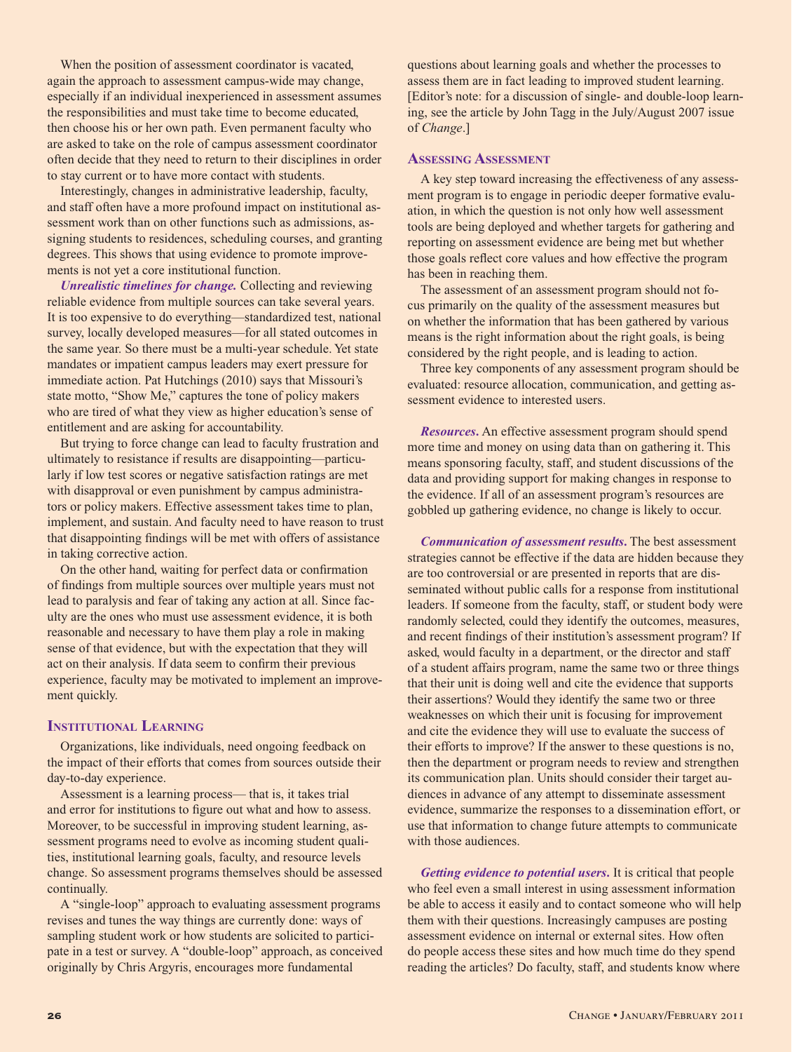When the position of assessment coordinator is vacated, again the approach to assessment campus-wide may change, especially if an individual inexperienced in assessment assumes the responsibilities and must take time to become educated, then choose his or her own path. Even permanent faculty who are asked to take on the role of campus assessment coordinator often decide that they need to return to their disciplines in order to stay current or to have more contact with students.

Interestingly, changes in administrative leadership, faculty, and staff often have a more profound impact on institutional assessment work than on other functions such as admissions, assigning students to residences, scheduling courses, and granting degrees. This shows that using evidence to promote improvements is not yet a core institutional function.

***Unrealistic timelines for change.*** Collecting and reviewing reliable evidence from multiple sources can take several years. It is too expensive to do everything—standardized test, national survey, locally developed measures—for all stated outcomes in the same year. So there must be a multi-year schedule. Yet state mandates or impatient campus leaders may exert pressure for immediate action. Pat Hutchings (2010) says that Missouri's state motto, "Show Me," captures the tone of policy makers who are tired of what they view as higher education's sense of entitlement and are asking for accountability.

But trying to force change can lead to faculty frustration and ultimately to resistance if results are disappointing—particularly if low test scores or negative satisfaction ratings are met with disapproval or even punishment by campus administrators or policy makers. Effective assessment takes time to plan, implement, and sustain. And faculty need to have reason to trust that disappointing findings will be met with offers of assistance in taking corrective action.

On the other hand, waiting for perfect data or confirmation of findings from multiple sources over multiple years must not lead to paralysis and fear of taking any action at all. Since faculty are the ones who must use assessment evidence, it is both reasonable and necessary to have them play a role in making sense of that evidence, but with the expectation that they will act on their analysis. If data seem to confirm their previous experience, faculty may be motivated to implement an improvement quickly.

## Institutional Learning

Organizations, like individuals, need ongoing feedback on the impact of their efforts that comes from sources outside their day-to-day experience.

Assessment is a learning process— that is, it takes trial and error for institutions to figure out what and how to assess. Moreover, to be successful in improving student learning, assessment programs need to evolve as incoming student qualities, institutional learning goals, faculty, and resource levels change. So assessment programs themselves should be assessed continually.

A "single-loop" approach to evaluating assessment programs revises and tunes the way things are currently done: ways of sampling student work or how students are solicited to participate in a test or survey. A "double-loop" approach, as conceived originally by Chris Argyris, encourages more fundamental questions about learning goals and whether the processes to assess them are in fact leading to improved student learning. [Editor's note: for a discussion of single- and double-loop learning, see the article by John Tagg in the July/August 2007 issue of *Change*.]

## Assessing Assessment

A key step toward increasing the effectiveness of any assessment program is to engage in periodic deeper formative evaluation, in which the question is not only how well assessment tools are being deployed and whether targets for gathering and reporting on assessment evidence are being met but whether those goals reflect core values and how effective the program has been in reaching them.

The assessment of an assessment program should not focus primarily on the quality of the assessment measures but on whether the information that has been gathered by various means is the right information about the right goals, is being considered by the right people, and is leading to action.

Three key components of any assessment program should be evaluated: resource allocation, communication, and getting assessment evidence to interested users.

***Resources.*** An effective assessment program should spend more time and money on using data than on gathering it. This means sponsoring faculty, staff, and student discussions of the data and providing support for making changes in response to the evidence. If all of an assessment program's resources are gobbled up gathering evidence, no change is likely to occur.

***Communication of assessment results.*** The best assessment strategies cannot be effective if the data are hidden because they are too controversial or are presented in reports that are disseminated without public calls for a response from institutional leaders. If someone from the faculty, staff, or student body were randomly selected, could they identify the outcomes, measures, and recent findings of their institution's assessment program? If asked, would faculty in a department, or the director and staff of a student affairs program, name the same two or three things that their unit is doing well and cite the evidence that supports their assertions? Would they identify the same two or three weaknesses on which their unit is focusing for improvement and cite the evidence they will use to evaluate the success of their efforts to improve? If the answer to these questions is no, then the department or program needs to review and strengthen its communication plan. Units should consider their target audiences in advance of any attempt to disseminate assessment evidence, summarize the responses to a dissemination effort, or use that information to change future attempts to communicate with those audiences.

***Getting evidence to potential users.*** It is critical that people who feel even a small interest in using assessment information be able to access it easily and to contact someone who will help them with their questions. Increasingly campuses are posting assessment evidence on internal or external sites. How often do people access these sites and how much time do they spend reading the articles? Do faculty, staff, and students know where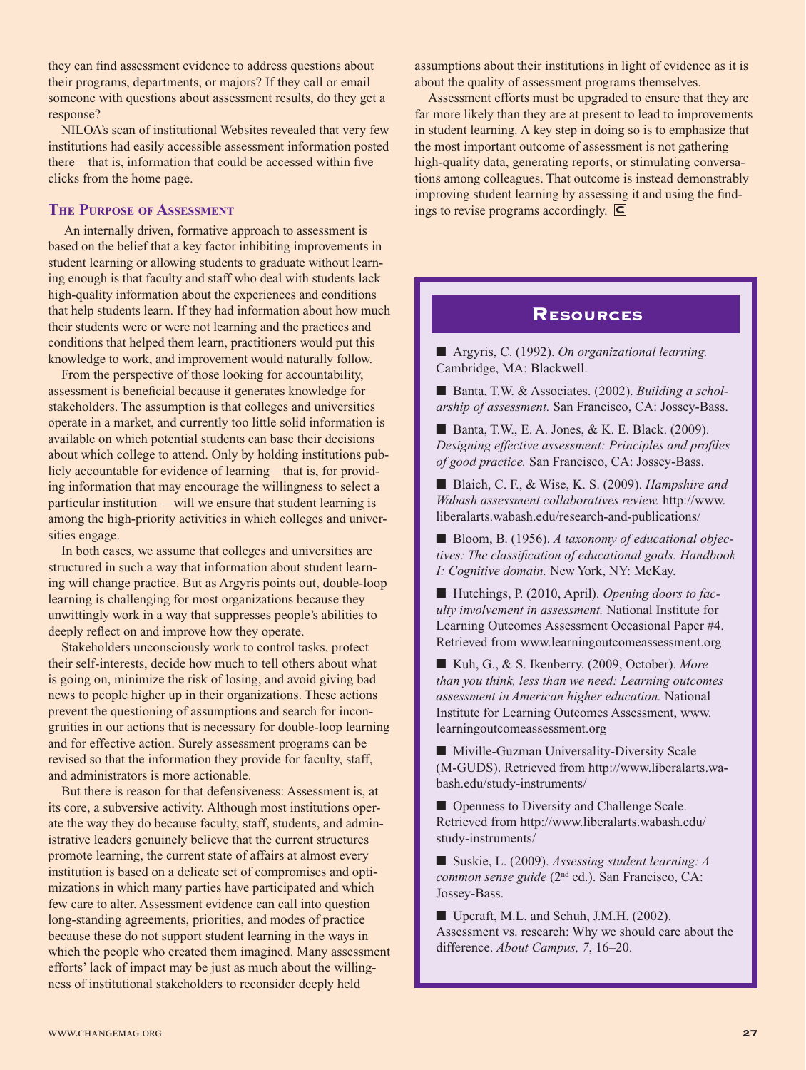they can find assessment evidence to address questions about their programs, departments, or majors? If they call or email someone with questions about assessment results, do they get a response?

NILOA's scan of institutional Websites revealed that very few institutions had easily accessible assessment information posted there—that is, information that could be accessed within five clicks from the home page.

### The Purpose of Assessment

An internally driven, formative approach to assessment is based on the belief that a key factor inhibiting improvements in student learning or allowing students to graduate without learning enough is that faculty and staff who deal with students lack high-quality information about the experiences and conditions that help students learn. If they had information about how much their students were or were not learning and the practices and conditions that helped them learn, practitioners would put this knowledge to work, and improvement would naturally follow.

From the perspective of those looking for accountability, assessment is beneficial because it generates knowledge for stakeholders. The assumption is that colleges and universities operate in a market, and currently too little solid information is available on which potential students can base their decisions about which college to attend. Only by holding institutions publicly accountable for evidence of learning—that is, for providing information that may encourage the willingness to select a particular institution —will we ensure that student learning is among the high-priority activities in which colleges and universities engage.

In both cases, we assume that colleges and universities are structured in such a way that information about student learning will change practice. But as Argyris points out, double-loop learning is challenging for most organizations because they unwittingly work in a way that suppresses people's abilities to deeply reflect on and improve how they operate.

Stakeholders unconsciously work to control tasks, protect their self-interests, decide how much to tell others about what is going on, minimize the risk of losing, and avoid giving bad news to people higher up in their organizations. These actions prevent the questioning of assumptions and search for incongruities in our actions that is necessary for double-loop learning and for effective action. Surely assessment programs can be revised so that the information they provide for faculty, staff, and administrators is more actionable.

But there is reason for that defensiveness: Assessment is, at its core, a subversive activity. Although most institutions operate the way they do because faculty, staff, students, and administrative leaders genuinely believe that the current structures promote learning, the current state of affairs at almost every institution is based on a delicate set of compromises and optimizations in which many parties have participated and which few care to alter. Assessment evidence can call into question long-standing agreements, priorities, and modes of practice because these do not support student learning in the ways in which the people who created them imagined. Many assessment efforts' lack of impact may be just as much about the willingness of institutional stakeholders to reconsider deeply held assumptions about their institutions in light of evidence as it is about the quality of assessment programs themselves.

Assessment efforts must be upgraded to ensure that they are far more likely than they are at present to lead to improvements in student learning. A key step in doing so is to emphasize that the most important outcome of assessment is not gathering high-quality data, generating reports, or stimulating conversations among colleagues. That outcome is instead demonstrably improving student learning by assessing it and using the findings to revise programs accordingly.

### Resources

- Argyris, C. (1992). *On organizational learning.* Cambridge, MA: Blackwell.
- Banta, T.W. & Associates. (2002). *Building a scholarship of assessment.* San Francisco, CA: Jossey-Bass.
- Banta, T.W., E. A. Jones, & K. E. Black. (2009). *Designing effective assessment: Principles and profiles of good practice.* San Francisco, CA: Jossey-Bass.
- Blaich, C. F., & Wise, K. S. (2009). *Hampshire and Wabash assessment collaboratives review.* http://www.liberalarts.wabash.edu/research-and-publications/
- Bloom, B. (1956). *A taxonomy of educational objectives: The classification of educational goals. Handbook I: Cognitive domain.* New York, NY: McKay.
- Hutchings, P. (2010, April). *Opening doors to faculty involvement in assessment.* National Institute for Learning Outcomes Assessment Occasional Paper #4. Retrieved from www.learningoutcomeassessment.org
- Kuh, G., & S. Ikenberry. (2009, October). *More than you think, less than we need: Learning outcomes assessment in American higher education.* National Institute for Learning Outcomes Assessment, www.learningoutcomeassessment.org
- Miville-Guzman Universality-Diversity Scale (M-GUDS). Retrieved from http://www.liberalarts.wabash.edu/study-instruments/
- Openness to Diversity and Challenge Scale. Retrieved from http://www.liberalarts.wabash.edu/study-instruments/
- Suskie, L. (2009). *Assessing student learning: A common sense guide* (2nd ed.). San Francisco, CA: Jossey-Bass.
- Upcraft, M.L. and Schuh, J.M.H. (2002). Assessment vs. research: Why we should care about the difference. *About Campus, 7*, 16–20.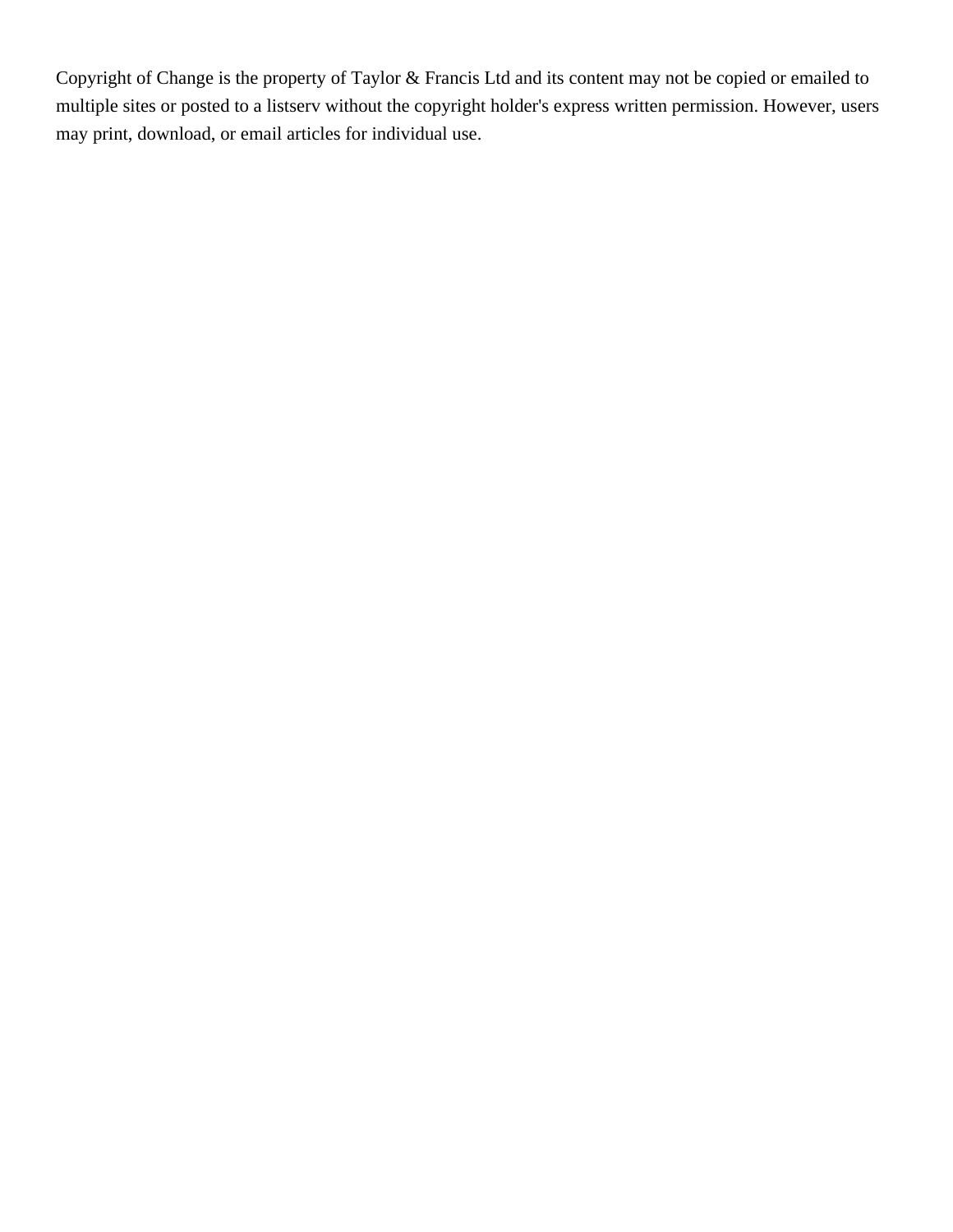Copyright of Change is the property of Taylor & Francis Ltd and its content may not be copied or emailed to multiple sites or posted to a listserv without the copyright holder's express written permission. However, users may print, download, or email articles for individual use.